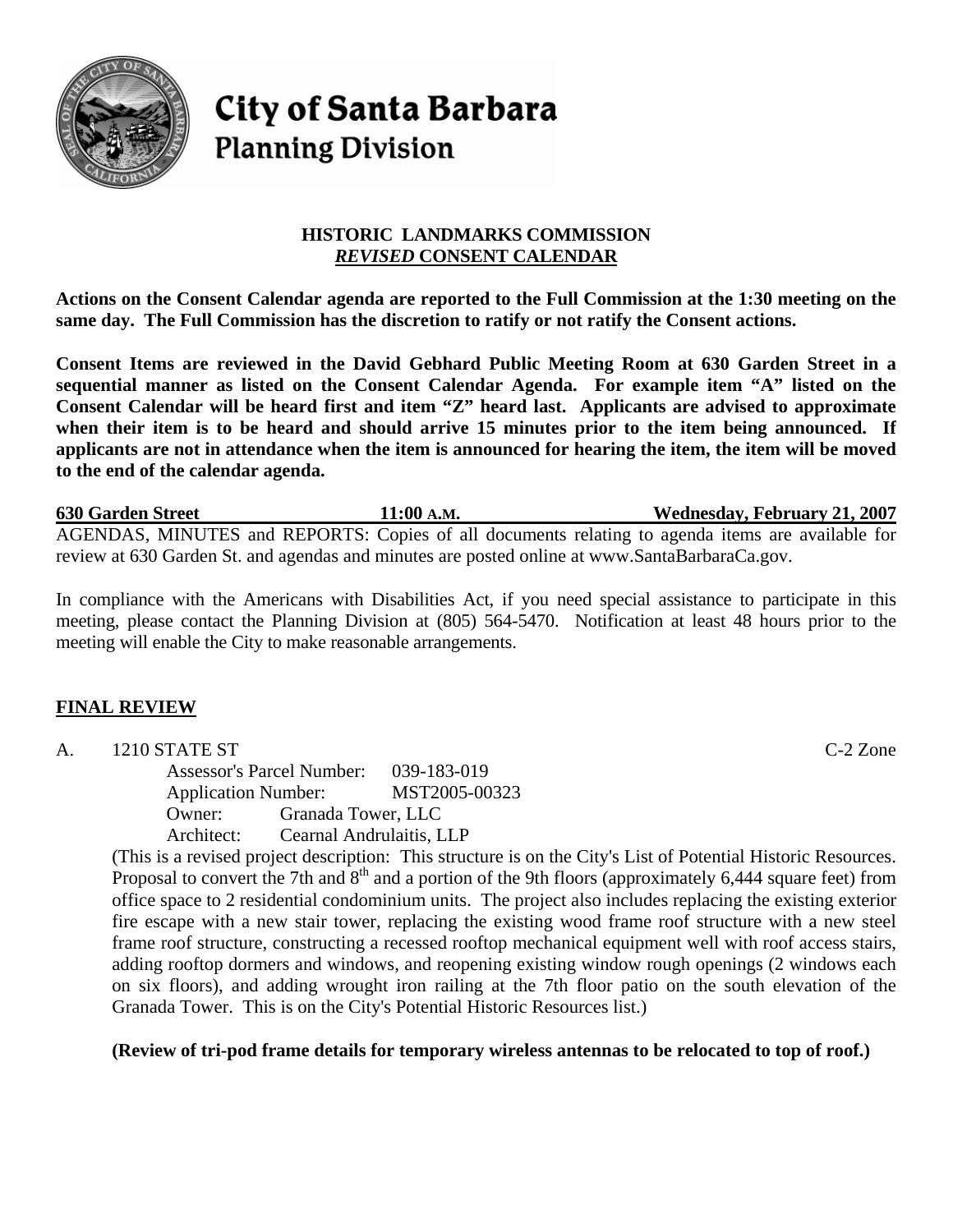# City of Santa Barbara
## Planning Division

**HISTORIC LANDMARKS COMMISSION**
***REVISED* CONSENT CALENDAR**

**Actions on the Consent Calendar agenda are reported to the Full Commission at the 1:30 meeting on the same day. The Full Commission has the discretion to ratify or not ratify the Consent actions.**

**Consent Items are reviewed in the David Gebhard Public Meeting Room at 630 Garden Street in a sequential manner as listed on the Consent Calendar Agenda. For example item "A" listed on the Consent Calendar will be heard first and item "Z" heard last. Applicants are advised to approximate when their item is to be heard and should arrive 15 minutes prior to the item being announced. If applicants are not in attendance when the item is announced for hearing the item, the item will be moved to the end of the calendar agenda.**

**630 Garden Street** | **11:00 A.M.** | **Wednesday, February 21, 2007**

AGENDAS, MINUTES and REPORTS: Copies of all documents relating to agenda items are available for review at 630 Garden St. and agendas and minutes are posted online at www.SantaBarbaraCa.gov.

In compliance with the Americans with Disabilities Act, if you need special assistance to participate in this meeting, please contact the Planning Division at (805) 564-5470. Notification at least 48 hours prior to the meeting will enable the City to make reasonable arrangements.

## FINAL REVIEW

A. 1210 STATE ST — C-2 Zone

Assessor's Parcel Number: 039-183-019
Application Number: MST2005-00323
Owner: Granada Tower, LLC
Architect: Cearnal Andrulaitis, LLP

(This is a revised project description: This structure is on the City's List of Potential Historic Resources. Proposal to convert the 7th and 8th and a portion of the 9th floors (approximately 6,444 square feet) from office space to 2 residential condominium units. The project also includes replacing the existing exterior fire escape with a new stair tower, replacing the existing wood frame roof structure with a new steel frame roof structure, constructing a recessed rooftop mechanical equipment well with roof access stairs, adding rooftop dormers and windows, and reopening existing window rough openings (2 windows each on six floors), and adding wrought iron railing at the 7th floor patio on the south elevation of the Granada Tower. This is on the City's Potential Historic Resources list.)

**(Review of tri-pod frame details for temporary wireless antennas to be relocated to top of roof.)**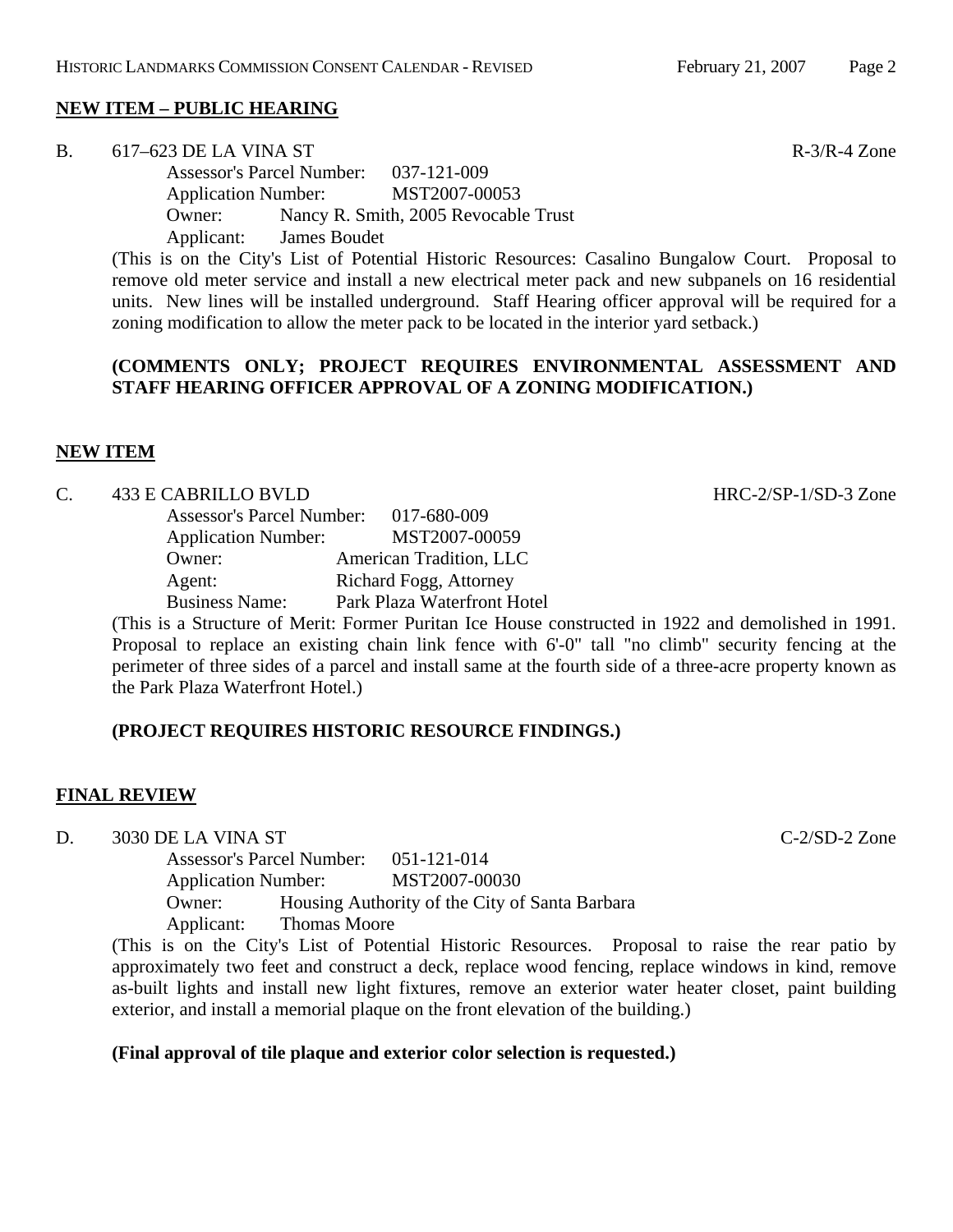## NEW ITEM – PUBLIC HEARING

B. 617–623 DE LA VINA ST R-3/R-4 Zone

Assessor's Parcel Number: 037-121-009
Application Number: MST2007-00053
Owner: Nancy R. Smith, 2005 Revocable Trust
Applicant: James Boudet

(This is on the City's List of Potential Historic Resources: Casalino Bungalow Court. Proposal to remove old meter service and install a new electrical meter pack and new subpanels on 16 residential units. New lines will be installed underground. Staff Hearing officer approval will be required for a zoning modification to allow the meter pack to be located in the interior yard setback.)

**(COMMENTS ONLY; PROJECT REQUIRES ENVIRONMENTAL ASSESSMENT AND STAFF HEARING OFFICER APPROVAL OF A ZONING MODIFICATION.)**

## NEW ITEM

C. 433 E CABRILLO BVLD HRC-2/SP-1/SD-3 Zone

Assessor's Parcel Number: 017-680-009
Application Number: MST2007-00059
Owner: American Tradition, LLC
Agent: Richard Fogg, Attorney
Business Name: Park Plaza Waterfront Hotel

(This is a Structure of Merit: Former Puritan Ice House constructed in 1922 and demolished in 1991. Proposal to replace an existing chain link fence with 6'-0" tall "no climb" security fencing at the perimeter of three sides of a parcel and install same at the fourth side of a three-acre property known as the Park Plaza Waterfront Hotel.)

**(PROJECT REQUIRES HISTORIC RESOURCE FINDINGS.)**

## FINAL REVIEW

D. 3030 DE LA VINA ST C-2/SD-2 Zone

Assessor's Parcel Number: 051-121-014
Application Number: MST2007-00030
Owner: Housing Authority of the City of Santa Barbara
Applicant: Thomas Moore

(This is on the City's List of Potential Historic Resources. Proposal to raise the rear patio by approximately two feet and construct a deck, replace wood fencing, replace windows in kind, remove as-built lights and install new light fixtures, remove an exterior water heater closet, paint building exterior, and install a memorial plaque on the front elevation of the building.)

**(Final approval of tile plaque and exterior color selection is requested.)**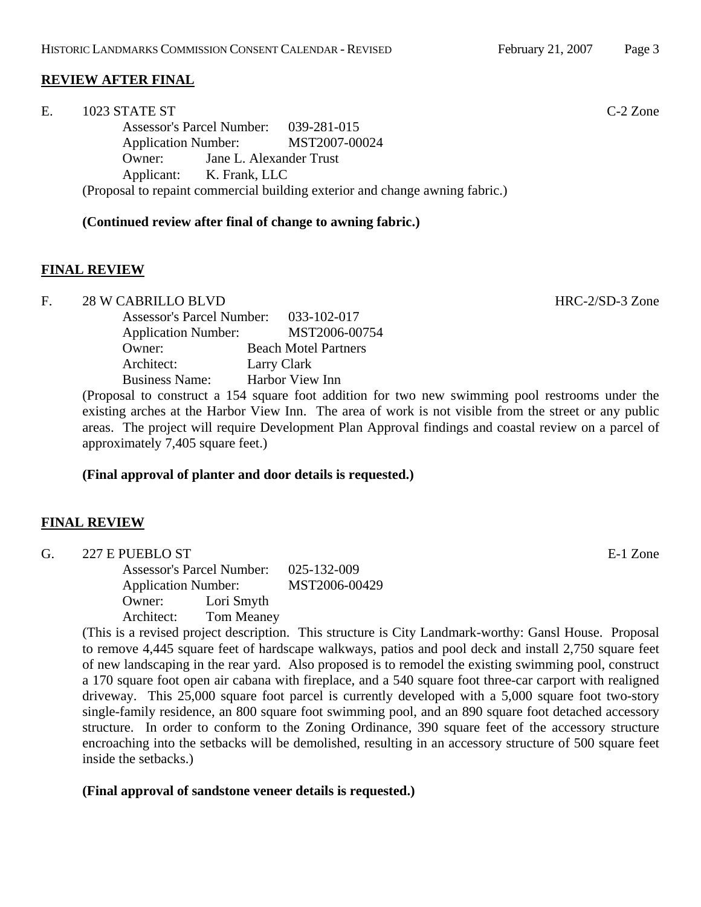## REVIEW AFTER FINAL

E. 1023 STATE ST C-2 Zone

Assessor's Parcel Number: 039-281-015
Application Number: MST2007-00024
Owner: Jane L. Alexander Trust
Applicant: K. Frank, LLC

(Proposal to repaint commercial building exterior and change awning fabric.)

**(Continued review after final of change to awning fabric.)**

## FINAL REVIEW

F. 28 W CABRILLO BLVD HRC-2/SD-3 Zone

Assessor's Parcel Number: 033-102-017
Application Number: MST2006-00754
Owner: Beach Motel Partners
Architect: Larry Clark
Business Name: Harbor View Inn

(Proposal to construct a 154 square foot addition for two new swimming pool restrooms under the existing arches at the Harbor View Inn. The area of work is not visible from the street or any public areas. The project will require Development Plan Approval findings and coastal review on a parcel of approximately 7,405 square feet.)

**(Final approval of planter and door details is requested.)**

## FINAL REVIEW

G. 227 E PUEBLO ST E-1 Zone

Assessor's Parcel Number: 025-132-009
Application Number: MST2006-00429
Owner: Lori Smyth
Architect: Tom Meaney

(This is a revised project description. This structure is City Landmark-worthy: Gansl House. Proposal to remove 4,445 square feet of hardscape walkways, patios and pool deck and install 2,750 square feet of new landscaping in the rear yard. Also proposed is to remodel the existing swimming pool, construct a 170 square foot open air cabana with fireplace, and a 540 square foot three-car carport with realigned driveway. This 25,000 square foot parcel is currently developed with a 5,000 square foot two-story single-family residence, an 800 square foot swimming pool, and an 890 square foot detached accessory structure. In order to conform to the Zoning Ordinance, 390 square feet of the accessory structure encroaching into the setbacks will be demolished, resulting in an accessory structure of 500 square feet inside the setbacks.)

**(Final approval of sandstone veneer details is requested.)**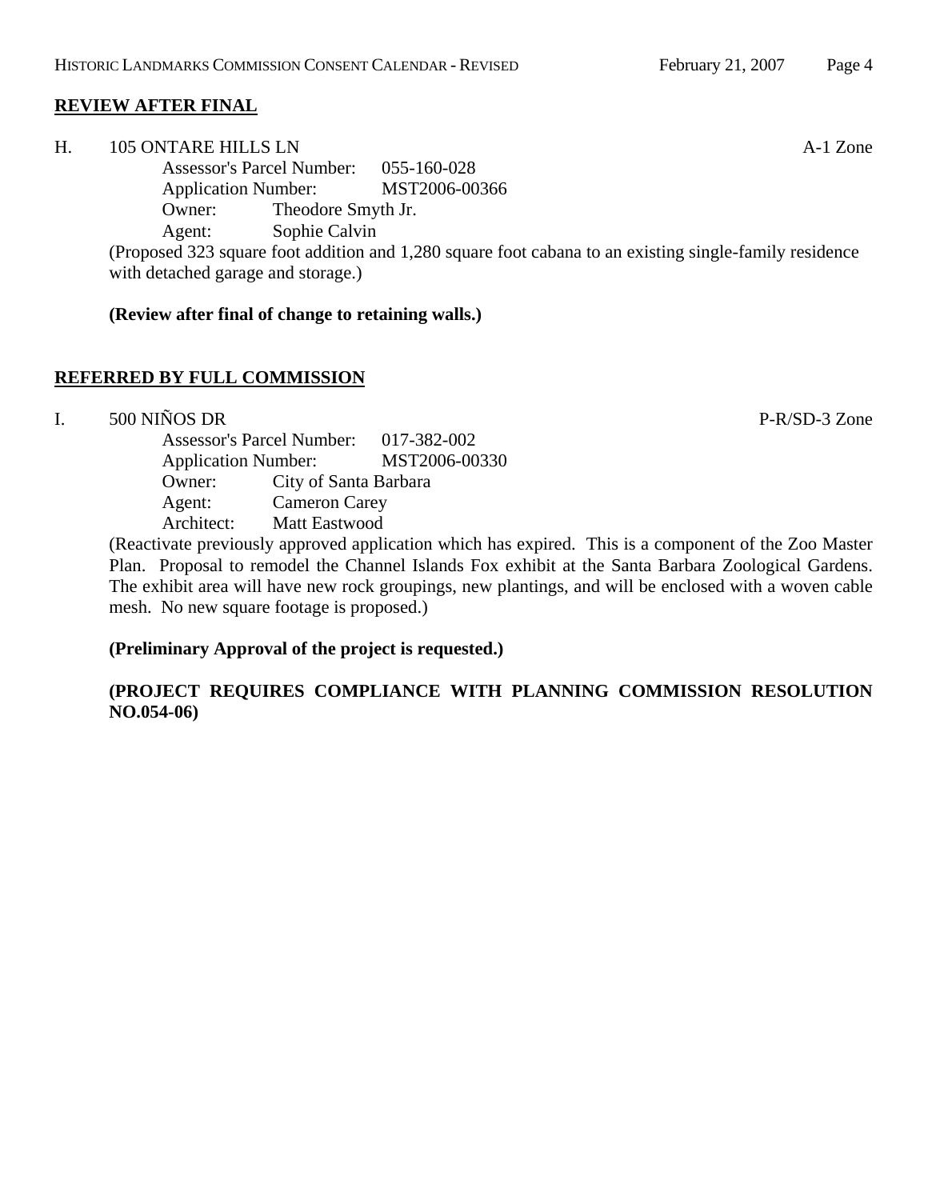**REVIEW AFTER FINAL**

H. 105 ONTARE HILLS LN A-1 Zone

Assessor's Parcel Number: 055-160-028
Application Number: MST2006-00366
Owner: Theodore Smyth Jr.
Agent: Sophie Calvin

(Proposed 323 square foot addition and 1,280 square foot cabana to an existing single-family residence with detached garage and storage.)

**(Review after final of change to retaining walls.)**

**REFERRED BY FULL COMMISSION**

I. 500 NIÑOS DR P-R/SD-3 Zone

Assessor's Parcel Number: 017-382-002
Application Number: MST2006-00330
Owner: City of Santa Barbara
Agent: Cameron Carey
Architect: Matt Eastwood

(Reactivate previously approved application which has expired. This is a component of the Zoo Master Plan. Proposal to remodel the Channel Islands Fox exhibit at the Santa Barbara Zoological Gardens. The exhibit area will have new rock groupings, new plantings, and will be enclosed with a woven cable mesh. No new square footage is proposed.)

**(Preliminary Approval of the project is requested.)**

**(PROJECT REQUIRES COMPLIANCE WITH PLANNING COMMISSION RESOLUTION NO.054-06)**